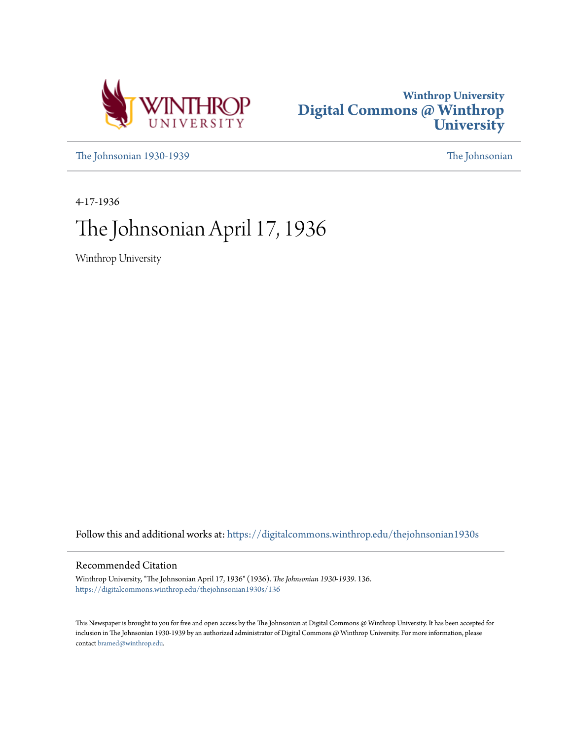Winthrop University
# Digital Commons @ Winthrop University

The Johnsonian 1930-1939

The Johnsonian

4-17-1936

# The Johnsonian April 17, 1936

Winthrop University

Follow this and additional works at: https://digitalcommons.winthrop.edu/thejohnsonian1930s

## Recommended Citation

Winthrop University, "The Johnsonian April 17, 1936" (1936). *The Johnsonian 1930-1939*. 136.
https://digitalcommons.winthrop.edu/thejohnsonian1930s/136

This Newspaper is brought to you for free and open access by the The Johnsonian at Digital Commons @ Winthrop University. It has been accepted for inclusion in The Johnsonian 1930-1939 by an authorized administrator of Digital Commons @ Winthrop University. For more information, please contact bramed@winthrop.edu.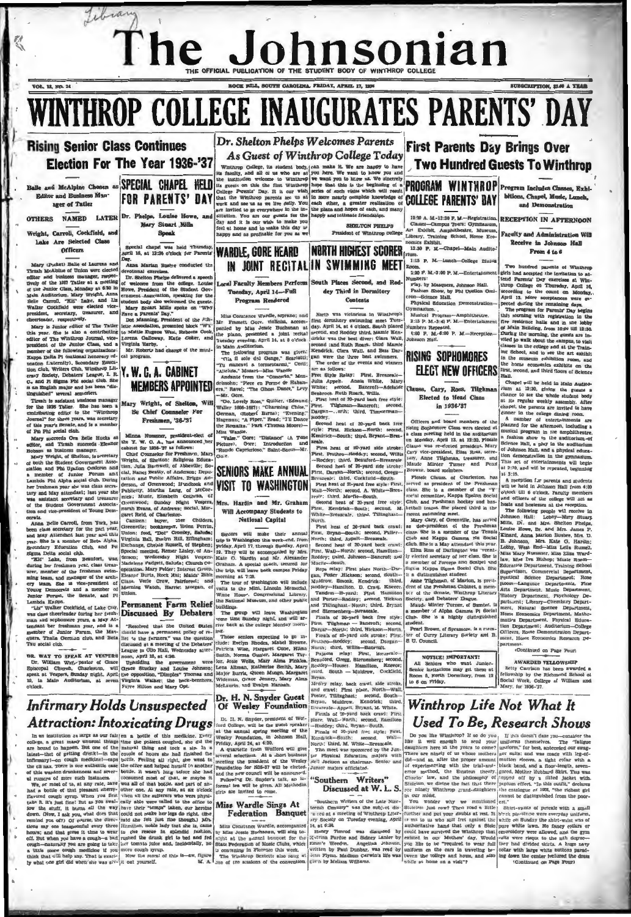# The Johnsonian

THE OFFICIAL PUBLICATION OF THE STUDENT BODY OF WINTHROP COLLEGE

VOL. 13, NO. 24 — ROCK HILL, SOUTH CAROLINA, FRIDAY, APRIL 17, 1936 — SUBSCRIPTION, $1.00 A YEAR

# WINTHROP COLLEGE INAUGURATES PARENTS' DAY

## Rising Senior Class Continues Election For The Year 1936-'37

### Balle and McAlpine Chosen as Editor and Business Manager of Tatler

### OTHERS NAMED LATER

### Wright, Carroll, Cockfield, and Lake Are Selected Class Officers

Mary (Puket) Balle of Laurens and Tirzah McAlpine of Union were elected editor and business manager, respectively of the 1937 Tatler at a meeting of the Junior Class, Monday at 6:30 in Main Auditorium. Mary Wright, Anna Belle Carroll, "Eli" Lake, and Lis Walker Cockfield were elected vice-president, secretary, treasurer, and cheerleader, respectively.

Mary is Junior editor of The Tatler this year. She is also a contributing editor of The Winthrop Journal, vice-president of the Junior Class, and a member of the following organizations: Kappa Delta Pi national honorary education fraternity, Secondary Education Club, Writers Club, Winthrop Literary Society, Debaters' League, I. R. C., and Pi Sigma Phi social club. She is an English major and has been "distinguished" several semesters.

Tirzah is assistant business manager for the 1936 Tatler. She has been a contributing editor to the "Winthrop Journal" for three years, was secretary of this year's Senate, and is a member of Pi Phi social club.

Mary succeeds Ora Belle Hucks as editor, and Tirzah succeeds Eleanor Hobson as business manager.

Mary Wright, of Shelton, is secretary of both the Student Government Association and the Y. W. C. A., a member of Junior Forum and Lambda Phi Alpha social club. During her freshman year she was class secretary and May attendant; last year she was assistant secretary and treasurer of the Student Government Association and vice-president of Young Democrats.

Anna Belle Carroll, from York, has been class secretary for the past year, and May Attendant last year and this year. She is a member of Beta Alpha, Secondary Education Club, and Pi Sigma Delta social club.

"Eli" Lake, from Beaufort, was, during her freshman year, class treasurer, member of the freshman swimming team, and manager of the archery team. She is vice-president of Young Democrats and a member of Junior Forum, the Senate, and Pi Lambda Kappa.

"Lis" Walker Cockfield, of Lake City, was class cheerleader during her freshman and sophomore years, a May Attendant her freshman year, and is a member of Junior Forum, the Masquers, Thalia German club, and Beta Tau social club.

**DR. WAY TO SPEAK AT VESPERS**

Dr. William Way, pastor of Grace Episcopal Church, Charleston, will speak at Vespers, Sunday night, April 19, in Main Auditorium, at seven o'clock.

## SPECIAL CHAPEL HELD FOR PARENTS' DAY

### Dr. Phelps, Louise Howe, and Mary Stuart Mills Speak

Special chapel was held Thursday, April 16, at 12:30 o'clock for Parents' Day.

Anna Marian Busbee conducted the devotional exercises.

Dr. Shelton Phelps delivered a speech of welcome from the college. Louise Howe, President of the Student Government Association, speaking for the student body also welcomed the guests. Mary Stuart Mills spoke on "Why Have a Parents' Day."

Dot Manning, President of the Palmetto Association, presented block "W's" to Mattie Eugene Wise, Rebecca Cook, Lorena Galloway, Katie Coker, and Virginia Harby.

Mr. Roberts had charge of the musical program.

## Y. W. C. A. CABINET MEMBERS APPOINTED

### Mary Wright, of Shelton, Will Be Chief Counselor For Freshmen, '36-'37

Minna Nuessner, president-elect of the Y. W. C. A., has announced her cabinet for 1936-'37 as follows:

Chief Counselor for Freshmen, Mary Wright, of Shelton; Religious Education, Julia Barnwell, of Abbeville; Social, Nancy Beatty, of Anderson; Deputation and Public Affairs, Briggs Anderson, of Greenwood; Handbook and Publicity, Martha Lang, of McCormick; Music, Elizabeth Colvin, of Greenwood; Sunday Night Vespers, Sarah Evans, of Andrews; Social, Margaret Reid, of Charleston.

Canteen: buyer, Inez Childers, Greenville; bookkeeper, Helen Perrin, Union; food, "Dot" Cromley, Saluda; Virginia Ball, Evelyn Hill, Effingham; Exchange, Christie Russell, of Stephen; Special meeting, Reiner Linley, of Anderson; Wednesday Night Vespers, Madeleine Padgett, Saluda; Church Cooperation, Mary Felder; Interest Group, Eleanor Burts, Rock Hill; Maids' Bible Class, Verle Crew, Fairforest; and Morning Watch, Harriet Morgan, of Union.

## Permanent Farm Relief Discussed By Debaters

"Resolved that the United States should have a permanent policy of relief to the farmers" was the question discussed at a meeting of the Debaters' League in Old Hall, Wednesday afternoon, April 15, at 4:00.

Upholding the government were Grace Stuckey and Louise Johnson; the opposition, "Dimples" Freeman and Virginia Walker; the back-benchers, Fayre Hilton and Mary Opt.

## Dr. Shelton Phelps Welcomes Parents

### As Guest of Winthrop College Today

Winthrop College, its student body, its faculty, and all of us who are at the institution welcome to Winthrop its guests on this the first Winthrop College Parents' Day. It is our wish that the Winthrop parents see us at work and see us as we live daily. You are invited to go everywhere in the institution. You are our guests for the day and it is our wish to make you feel at home and to make this day as happy and as profitable for you as we can make it. We are happy to have you here. We want to know you and we want you to know us. We sincerely hope that this is the beginning of a series of such visits which will result in more nearly complete knowledge of each other, a greater realization of the plans and hopes of each, and many happy and intimate friendships.

SHELTON PHELPS
President of Winthrop College

## WARDLE, GORE HEARD IN JOINT RECITAL

### Local Faculty Members Perform Tuesday, April 14—Full Program Rendered

Miss Constance Wardle, soprano; and Mr. Emmett Gore, violinist, accompanied by Miss Jessie Buchanan at the piano, presented a joint recital Tuesday evening, April 14, at 8 o'clock in Main Auditorium.

The following program was given: "Tu lo sai" (Torelli); "Già il sole dal Gange," Scarlatti; "Se m'ami," "Le Violette," Scarlatti; "Alleluia," Mozart—Miss Wardle.

Andante from the "Concerto," Mendelssohn; "Pièce en Forme de Habanera," Ravel; "The Ghost Dance," Levy—Mr. Gore.

"Go, Lovely Rose," Quilter; (Edmund Waller 1606-1687); "Charming Chloe," German, (Robert Burns); "Evening," Hageman; "A Piper," Head; "I'll Dance the Rosalita," Park (Thomas Moore)—Miss Wardle.

"Valse," Gore; "Distance" (A Tone Picture), Gore; Introduction and "Rondo Capriccioso," Saint-Saëns—Mr. Gore.

## SENIORS MAKE ANNUAL VISIT TO WASHINGTON

### Mrs. Hardin and Mr. Graham Will Accompany Students to National Capital

Seniors will make their annual trip to Washington this week-end, from Friday, April 17, through Sunday, April 19. They will be accompanied by Mrs. Kate G. Hardin and Mr. Alexander Graham. A special coach, secured for the trip, will leave back campus Friday morning at 7:20.

The tour of Washington will include visits to the Mint, Lincoln Memorial, White House, Congressional Library, the National Museum, and other public buildings.

The group will leave Washington some time Sunday night, and will arrive back at the college Monday morning.

Those seniors expecting to go include: Evelyn Rhodes, Mabel Browne, Patricia Wise, Margaret Cole, Hilma Smith, Norma Gunter, Margaret Taylor, Josie Wells, Mary Alma Franks, Lena Altman, Katherine Smith, Mary Major Burts, Queen Mungo, Margaret Wideman, Grace Jenney, Mary Alma McLaurin, and Evelyn Hannah.

## NORTH HIGHEST SCORER IN SWIMMING MEET

### South Places Second, and Roddey Third in Dormitory Contests

North was victorious in Winthrop's first dormitory swimming meet Tuesday, April 14, at 4 o'clock. South placed second, and Roddey third. Mamie Kendricks was the best diver; Clara Wall, second; and Ruth Roark, third. Mamie Kendrick, Clara Wall, and Bess Dargan were the three best swimmers.

The order of the events and winners are as follows:

Free Style Relay: First, Breazeale—Julia Appelt, Annie White, Mary White; second, Bancroft—Adelaide Seabrook, Ruth Roark, Wills.

First heat of 20-yard back free style: First, Tillghman—Bancroft; second, Dargan—North; third, Timmerman—Roddey.

Second heat of 20-yard back free style: First, Hickson—North; second, Kendrick—South; third, Bryant—Breazeale.

First heat of 20-yard side stroke: First, Prothro—Roddey; second, Willis—Roddey; third, Beauford—Breazeale.

Second heat of 20-yard side stroke: First, Dargan—North; second, Gregg—Breazeale; third, Cockfield—South.

First heat of 20-yard free style: First, Wall—North; second, A. White—Breazeale; third, Marlie—South.

Second heat of 20-yard free style: First, Kendrick—South; second, M. White—Breazeale; third, Tillinghast—North.

First heat of 20-yard back crawl: First, Bryan—South; second, Fuller—North; third, Appelt—Breazeale.

Second heat of 20-yard back crawl: First, Wall—North; second, Tillinghast—Roddey; third, Johnson—Bancroft and Smith—South.

Rope relay: First place North—Dargan, Fuller, Hickson; second, South—Muldrow, Snook, Kendrick; third, Roddey—Hamilton, D. Crag, Kneece.

Tandem—20-yard: First Hamilton and Purser—Roddey; second, Hickson and Tillinghast—North; third, Bryant and Sternenberg—Breazeale.

Finals of 20-yard back stroke: First, Tillghman — Bancroft; second, Dargan—North; third, Hickson—North.

Finals of 20-yard side stroke: First, Prothro—Roddey; second, Dargan—North; third, Willis—Bancroft.

Pajama relay: First, Breazeale—Beauford, Gregg, Sternenberg; second, Roddey—Houser, Hamilton, Kneece; third, South — Muldrow, Cockfield, Bryan.

Medley relay, back crawl, side stroke, and crawl: First place, North—Wall, Foster, Tillinghast; second, South—Bryan, Muldrow, Kendrick; third, Breazeale—Appelt, Bryant, M. White.

Finals of 20-yard back crawl: First place, Wall—North; second, Hamilton—Roddey; third, Bryan—South.

Finals of 20-yard free style: First, Kendrick—South; second, Wall—North; third, A. White—Breazeale.

The meet was sponsored by the Junior Physical Education majors with Nell Jackson as chairman. Senior and Junior majors officiated.

### "Southern Writers" Discussed at W. L. S.

"Southern Writers of the Late Nineteenth Century" was the subject discussed at a meeting of Winthrop Literary Society on Tuesday evening, April 14, at 6:30.

Henry Timrod was discussed by Katrina Partlow and Sidney Lanier by Emmie Weedon. Angelina Johnson, written by Paul Dunbar, was read by Joan Flynn. Madison Carwin's life was given by Melissa Williams.

## First Parents Day Brings Over Two Hundred Guests To Winthrop

## PROGRAM WINTHROP COLLEGE PARENTS' DAY

10:00 A. M.-12:30 P. M.—Registration. Classes—Campus Tours: Gymnasium, Art Exhibit, Amphitheatre, Museum, Library, Training School, Home Economics Exhibit.

12:30 P. M.—Chapel—Main Auditorium.

1:15 P. M.—Lunch—College Dining Room.

2:30 P. M.-3:00 P. M.—Entertainment Numbers:

Play, by Masquers, Johnson Hall.

Fashion Show, by Phi Upsilon Omicron—Science Hall.

Physical Education Demonstration—Gymnasium.

Musical Program—Amphitheatre.

3:15 P. M.-3:45 P. M.—Entertainment Numbers Repeated.

4:00 P. M.-6:00 P. M.—Reception—Johnson Hall.

### Program Includes Classes, Exhibitions, Chapel, Music, Lunch, and Demonstration

### RECEPTION IN AFTERNOON

### Faculty and Administration Will Receive in Johnson Hall From 4 to 6

Two hundred parents of Winthrop girls had accepted the invitation to attend Parents' Day exercises at Winthrop College on Thursday, April 16, according to the count on Monday, April 13. More acceptances were expected during the remaining days.

The program for Parents' Day begins this morning with registration in the five residence halls and in the lobby of Main Building, from 10:00 till 12:30. During the morning, the guests are invited to walk about the campus, to visit classes in the college and at the Training School, and to see the art exhibit in the museum exhibition room, and the home economics exhibits on the first, second, and third floors of Science Hall.

Chapel will be held in Main Auditorium at 12:30, giving the guests a chance to see the whole student body at its regular weekly assembly. After chapel, the parents are invited to have dinner in the college dining room.

A number of entertainments are planned for the afternoon, including a musical program in the amphitheatre, a fashion show in the auditorium of Science Hall, a play in the auditorium of Johnson Hall, and a physical education demonstration in the gymnasium. This set of entertainments will begin at 2:30, and will be repeated, beginning at 3:15.

A reception for parents and students will be held in Johnson Hall from 4:00 o'clock till 6 o'clock. Faculty members and officers of the college will act as hosts and hostesses at the reception.

The following people will receive in Johnson Hall: Lobby—Mary Stuart Mills, Dr. and Mrs. Shelton Phelps, Louise Howe, Dr. and Mrs. James P. Kinard, Anna Marion Busbee, Mrs. D. B. Johnson, Mrs. Kate G. Hardin; Lobby, West End—Miss Leila Russell, Miss Mary Nuessner, Miss Eliza Wardlaw, Miss Iva Bishop; Music Room—Education Department, Training School Supervisors, Commercial Department, Political Science Department; Rose Room—Language Department, Fine Arts Department, Music Department, History Department, Psychology Department; Library—Chemistry Department, Natural Science Department, Home Economics Department, Mathematics Department, Physical Education Department; Auditorium—College Officers, Home Demonstration Department, Home Economics Research Department.

(Continued on Page Four)

**AWARDED FELLOWSHIP**

Betty Carrison has been awarded a fellowship by the Richmond School of Social Work, College of William and Mary, for 1936-'37.

## RISING SOPHOMORES ELECT NEW OFFICERS

### Clauss, Cary, Ross, Tilghman Elected to Head Class in 1936-'37

Officers and board members of the rising Sophomore Class were elected at a class meeting held in the auditorium on Monday, April 13, at 12:30. Flossie Clauss was re-elected president. Mary Cary vice-president, Eliza Ross, secretary, Anne Tilghman, treasurer, and Maude Minter Turner and Pearl Browne, board members.

Flossie Clauss, of Charleston, has served as president of the Freshman class. She is a member of the "Y" social committee, Kappa Epsilon Social Club, and Freshman hockey and basketball teams. She placed third in the recent swimming meet.

Mary Cary, of Greenville, has served as vice-president of the Freshman class. She is a member of the Tennis Club and Kappa Gamma Nu Social Club. She is a May attendant this year.

Eliza Ross of Darlington was recently elected secretary of her class. She is a member of Forceps and Scalpel and Sigma Kappa Sigma Social Club. She is a distinguished student.

Anne Tilghman, of Marion, is president of the Freshman Cabinet, a member of the Senate, Winthrop Literary Society, and Debaters' League.

Maude Minter Turner, of Sumter, is a member of Alpha Gamma Pi Social Club. She is a highly distinguished student.

Pearl Brown, of Sycamore, is a member of Curry Literary Society and B. S. U. Council.

**NOTICE! IMPORTANT!**

All Seniors who want Junior-Senior invitations may get them at Room 8, North Dormitory, from 12 to 6 on Friday.

## Infirmary Holds Unsuspected Attraction: Intoxicating Drugs

In an institution as large as our fair college, a great many unusual things are bound to happen. But one of the latest—that of getting drunk!—in the infirmary!—on cough medicine!—caps the climax. There is one authentic case of this wanton drunkenness and several rumors of more such instances.

We, or most of us, at any rate, have had a bottle of that pleasant cherry-flavored cough syrup. When you first take it, it's just fine! But as you swallow the stuff, it burns all the way down. (Now, I ask you, what does that remind you of?) Of course, the directions say one teaspoonful every three hours; and that gives it time to wear off. But when you have a cough,—a bad cough—naturally you are going to take a little more cough medicine if you think that will help any. That is exactly what one girl did when she was given a bottle of this medicine. Every time the patient coughed, she did the natural thing and took a sip. In a couple of hours she had finished the bottle. Feeling all right, she went to the office and helped herself to another bottle. It wasn't long before she had consumed most of that, or maybe it was all of that bottle, and part of another one. At any rate, at six o'clock when all the sufferers who were physically able were called to the office to have their "temps" taken, our heroine could not make her legs go right. (She said she felt just fine though.) Mrs. Hamilton, noble lady that she is, came to the rescue in splendid fashion, rushed the drunk girl to bed and fed her tomato juice and, incidentally, no more cough syrup.

Now the moral of this is—we, figure it out yourself.

M. A.

## Dr. H. N. Snyder Guest Of Wesley Foundation

Dr. H. N. Snyder, president of Wofford College, will be the guest speaker at the annual spring meeting of the Wesley Foundation, in Johnson Hall, Friday, April 24, at 4:30.

A quartette from Wofford will give several selections. At a short business meeting the president of the Wesley Foundation for 1936-37 will be elected, and the new council will be announced.

Following Dr. Snyder's talk, an informal tea will be given. All Methodist girls are invited to come.

## Miss Wardle Sings At Federation Banquet

Miss Constance Wardle, accompanied by Miss Jessie Buchanan, will sing tonight at the annual banquet for the State Federation of Music Clubs, which is convening in Florence this week.

The Winthrop Sextette also sang at one of the sessions of the convention.

## Winthrop Life Not What It Used To Be, Research Shows

Do you like Winthrop? If so do you like it well enough to send your daughters here in the years to come? There are ninety of us whose mothers did—and so, after the proper amount of experimenting with the trial-and-error method, the Einstein theory, Charles' law, and the philosophy of Stoicism, we divine the fact that there are ninety Winthrop grand-daughters in our midst.

You wonder why we mentioned Stoicism just now? Then read a little further and put your doubts at rest. It is up to us who are just against the authoritative hand that only a Stoic could have survived the Winthrop that existed in our Mothers' day. Would you like to be "required to wear full uniform on the cars in traveling between the college and home, and also while at home on a visit"?

If this doesn't daze you—consider the uniforms themselves. The "fatigue uniform," for best, antecedent our swagger suits; and was made with leg-of-mutton sleeves, a tight collar with a black band, and a floor-length, seven-gored, Mother Hubbard Skirt. This was topped off by a fitted jacket with peplum effect. "In this outfit," declares the catalogue of 1909, "the richest girl cannot be distinguished from the poorest."

Shirt-waists of percale with a small black pin-stripe were everyday uniform, while on Sunday the shirt-waist was of pure white lawn. No fancy collars or embroidery were allowed, and the gym suits were regulation with the six-yard skirts. A huge navy collar with large white buttons parading down the center featured the dress

(Continued on Page Four)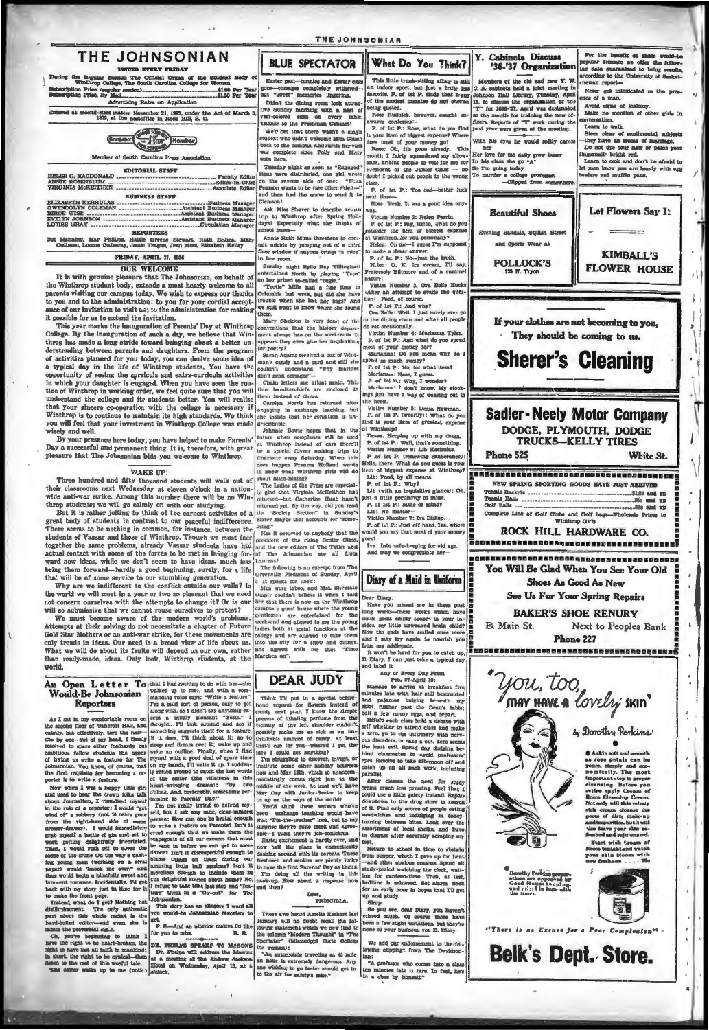# THE JOHNSONIAN

ISSUED EVERY FRIDAY

During the Regular Session The Official Organ of the Student Body of Winthrop College, The South Carolina College for Women

Subscription Price (regular session) .............................. $1.00 Per Year
Subscription Price, By Mail............................................ $1.50 Per Year

Advertising Rates on Application

Entered as second-class matter November 21, 1923, under the Act of March 3, 1879, at the postoffice in Rock Hill, S. C.

Member of South Carolina Press Association

EDITORIAL STAFF

HELEN G. MACDONALD .................................... Faculty Editor
ANNIE ROSENBLUM .................................... Editor-in-Chief
VIRGINIA McKEITHEN .................................... Associate Editor

BUSINESS STAFF

ELIZABETH KERHULAS .................................... Business Manager
GWENDOLYN COLEMAN .................................... Assistant Business Manager
BIRCE WISE .................................... Assistant Business Manager
EVELYN JOHNSON .................................... Assistant Business Manager
LOUISE GRAY .................................... Circulation Manager

REPORTERS

Dot Manning, May Phillips, Hallie Greene Stewart, Ruth Bethea, Mary Oellman, Lorena Galloway, Jessie Teague, Jean Moss, Elizabeth Kelley

FRIDAY, APRIL 17, 1936

## OUR WELCOME

It is with genuine pleasure that The Johnsonian, on behalf of the Winthrop student body, extends a most hearty welcome to all parents visiting our campus today. We wish to express our thanks to you and to the administration: to you for your cordial acceptance of our invitation to visit us; to the administration for making it possible for us to extend the invitation.

This year marks the inauguration of Parents' Day at Winthrop College. By the inauguration of such a day, we believe that Winthrop has made a long stride toward bringing about a better understanding between parents and daughters. From the program of activities planned for you today, you can derive some idea of a typical day in the life of Winthrop students. You have the opportunity of seeing the curricula and extra-curricula activities in which your daughter is engaged. When you have seen the routine of Winthrop in working order, we feel quite sure that you will understand the college and its students better. You will realize that your sincere co-operation with the college is necessary if Winthrop is to continue to maintain its high standards. We think you will feel that your investment in Winthrop College was made wisely and well.

By your presence here today, you have helped to make Parents' Day a successful and permanent thing. It is, therefore, with great pleasure that The Johnsonian bids you welcome to Winthrop.

## WAKE UP!

Three hundred and fifty thousand students will walk out of their classrooms next Wednesday at eleven o'clock in a nationwide anti-war strike. Among this number there will be no Winthrop students; we will go calmly on with our studying.

But it is rather jolting to think of the earnest activities of a great body of students in contrast to our peaceful indifference. There seems to be nothing in common, for instance, between the students of Vassar and those of Winthrop. Though we must face together the same problems, already Vassar students have had actual contact with some of the forces to be met in bringing forward new ideas, while we don't seem to have ideas, much less bring them forward—hardly a good beginning, surely, for a life that will be of some service to our stumbling generation.

Why are we indifferent to the conflict outside our walls? Is the world we will meet in a year or two so pleasant that we need not concern ourselves with the attempts to change it? Or is our will so submissive that we cannot rouse ourselves to protest?

We must become aware of the modern world's problems. Attempts at their solving do not necessitate a chapter of Future Gold Star Mothers or an anti-war strike, for these movements are only trends in ideas. Our need is a broad view of life about us. What we will do about its faults will depend on our own, rather than ready-made, ideas. Only look, Winthrop students, at the world.

## An Open Letter To Would-Be Johnsonian Reporters

As I sat in my comfortable room on the second floor of Bancroft Hall, and quietly, but effectively, tore the hair—one by one—out of my head, I firmly resolved to spare other foolhardy but ambitious fellow students the agony of trying to write a feature for The Johnsonian. You know, of course, that the first requisite for becoming a reporter is to write a feature.

Now when I was a happy little girl and used to hear the grown folks talk about Journalism, I visualized myself in the role of a reporter: I would "get wind of" a robbery (cost: 10 cents gone from the right-hand side of some dresser-drawer). I would immediately grab myself a bottle of gin and set to work getting delightfully inebriated. Then, I would rush off to cover the scene of the crime. On the way a dashing young man (working on a rival paper) would "knock me over," and thus would begin a blissfully sweet and innocent romance. Incidentally, I'd get back with my story just in time for it to make the front page.

Instead, what do I get? Nothing but disillusionment. The only authentic part about this whole racket is the hard-boiled editor—and even she is minus the proverbial cigar.

Oh, you're beginning to think I have the right to be heart-broken, the right to have lost all faith in mankind; in short, the right to be cynical—then listen to the rest of this woeful tale. The editor walks up to me (note: that I had nothing to do with her—she walked up to me), and with a commanding voice says: "Write a feature." I'm a mild sort of person, easy to get along with, so I didn't say anything except a mildly pleasant "Yeah." I thought: I'll look around and see if something suggests itself for a feature. If it does, I'll think about it; go to sleep and dream over it; wake up and write an outline. Finally, when I find myself with a good deal of spare time on my hands, I'll write it up. I suddenly reeled around to catch the last words of the editor (the villainess in this heart-wringing drama): "By two o'clock. And, preferably, something pertaining to Parents' Day."

I'm not really trying to defend myself, but I ask any sane, clear-minded person: How can one be brutal enough to write a feature on Parents? Isn't it cruel enough that we make them the scapegoats of all our excuses that must be sent in before we can get to some dance? Isn't it disrespectful enough to blame things on them during our amusing little bull sessions? Isn't it merciless enough to include them in our delightful stories about home? No, I refuse to take that last step and "feature" them in a "try-out" for The Johnsonian.

This story has an allegory I want all you would-be Johnsonian reporters to get.

P. S.—And an ulterior motive I'd like for you to miss.

R. R.

## DR. PHELPS SPEAKS TO MASONS

Dr. Phelps will address the Masons at a meeting at the Andrew Jackson Hotel on Wednesday, April 15, at 8 o'clock.

## BLUE SPECTATOR

Easter past—bunnies and Easter eggs gone—corsages completely withered—but "sweet" memories lingering.

Didn't the dining room look attractive Sunday morning with a nest of vari-colored eggs on every table. Thanks to the Freshman Cabinet!

We'd bet that there wasn't a single student who didn't welcome Miss Couch back to the campus. And surely her visit was complete since Polly and Mary were here.

Tuesday night as soon as "Engaged" signs were distributed, one girl wrote on the reverse side of one: "Thus Pearson wants to be (see other side)—" and then had the nerve to send it to Clemson!

Ask Miss Shaver to describe return trip to Winthrop after Spring Holidays? Especially what she thinks of school buses—

Annie Ruth Mims threatens to commit suicide by jumping out of a third floor window if anyone brings "a mice" in her room.

Sunday night Belle Ray Tillinghast entertained North by playing "Taps" on her prized so-called "bugle."

"Tootie" Mills had a fine time in Columbia last week, but did she have trouble when she lost her bags? And we still want to know where she found them.

Mary Sheldon is very fond of the conventions that the history department always has on the week-ends. It appears they even give her inspirations for poetry!

Sarah Adams received a box of Whitman's candy and a card and still she couldn't understand "why marines don't send corsages"—

Chain letters are afloat again. This time handkerchiefs are enclosed in them instead of dimes.

Carolyn Norris has returned after engaging in exchange teaching, but she insists that her condition is undescribable.

Johnnie Bowie hopes that in the future when aeroplanes will be used at Winthrop instead of cars there'll be a special flivver making trips to Charlotte every Saturday. When this does happen Frances Holland wants to know what Winthrop girls will do about hitch-hiking?

The Ladies of the Press are especially glad that Virginia McKeithen has returned—but Catherine Hunt hasn't returned yet. By the way, did you read the "Society Section" in Sunday's State? Maybe that accounts for "something."

Has it occurred to anybody that the president of the rising Senior Class, and the new editors of The Tatler and of The Johnsonian are all from Laurens?

The following is an excerpt from The Greenville Piedmont of Sunday, April 5. It speaks for itself:

Men were taboo, and Mrs. Shemake simply couldn't believe it when I told her that there is now on the Winthrop campus a guest house where the young gentlemen are entertained for the week-end and allowed to see the young ladies both at social functions at the college and are allowed to take them into the city for a show and dinner. She agreed with me that "Time Marches on".

## DEAR JUDY

Think I'll put in a special before-hand request for flowers instead of candy next year. I know the simple process of inhaling perfume from the vicinity of the left shoulder couldn't possibly make me as sick as an unthinkable amount of candy. At least that's ego for you—where'd I get the idea I could get anything?

I'm struggling to discover, invent, or institute some other holiday between now and May 12th, which so unaccommodatingly comes right jam in the middle of the week. At least we'll have May Day with Junior-Senior to keep us up on the ways of the world!

You'd think these seniors who've been exchange teaching would have that "I'm-the-teacher" look, but to my surprise they're quite meek and agreeable—I think they're job-conscious.

Easter excitement is hardly over, and now half the place is energetically dashing around with its parents. These freshmen and seniors are plenty lucky to have the first Parents' Day as theirs.

I'm doing all the writing in this hook-up. How about a response now and then?

Love,
PRISCILLA.

Those who heard Amelia Earhart last January will no doubt recall the following statement which we now find in the column "Modern Thought" in "The Spectator" (Mississippi State College for women):

"An automobile traveling at 45 mile an hour is extremely dangerous. Any one wishing to go faster should get in to the air for safety's sake."

## What Do You Think?

This little trunk-sitting affair is still an indoor sport, but just a trifle less favorite. P. of 1st P. finds that many of the modest inmates do not cherish being quoted.

Rose Rudnick, however, caught unawares confesses—

P. of 1st P.: Rose, what do you find is your item of biggest expense? Where does most of your money go?

Rose: Oh, it's gone already. This month I fairly squandered my allowance, holding people to vote for me for President of the Junior Class — no doubt I picked out people in the wrong class.

P. of 1st P.: Too bad—better luck next time—

Rose: Yeah. It was a good idea anyway.

Victim Number 2: Helen Perrin.

P. of 1st P.: Say, Helen, what do you consider the item of biggest expense at Winthrop, for you personally?

Helen: Oh me—I guess I'm supposed to make a clever answer.

P. of 1st P.: No—just the truth.

Helen: O. K. Ice cream, I'll say. Preferably Biltmore and of a caramel nature.

Victim Number 3, Ora Belle Hucks (After an attempt to evade the question): Food, of course.

P. of 1st P.: And why?

Ora Belle: Well, I just rarely ever go to the dining room and after all people do eat occasionally.

Victim Number 4: Marianna Tyler.

P. of 1st P.: And what do you spend most of your money for?

Marianna: Do you mean why do I spend so much money?

P. of 1st P.: No, for what item?

Marianna: Hose, I guess.

P. of 1st P.: Why, I wonder?

Marianna: I don't know. My stockings just have a way of wearing out in the heels.

Victim Number 5: Dessa Newman.

P. of 1st P. (wearily): What do you find your item of greatest expense at Winthrop?

Dessa: Keeping up with my dates.

P. of 1st P.: Well, that's something.

Victim Number 6: Lib Kerhulas.

P. of 1st P. (renewing exuberance): Hello, there. What do you guess is your item of biggest expense at Winthrop?

Lib: Food, by all means.

P. of 1st P.: Why?

Lib (with an inquisitive glance): Oh, just a little peculiarity of mine.

P. of 1st P.: Mine or mind?

Lib: No matter—

Victim Number 7: Iva Bishop.

P. of 1st P.: Just off hand, Iva, where would you say that most of your money goes?

Iva: Into safe-keeping for old age. And may we congratulate her—

## Diary of a Maid in Uniform

Dear Diary:

Have you missed me in these past long weeks—these weeks which have made great empty spaces in your insides, my little unwashed brain child? Now the gods have smiled once more and I may try again to nourish you from my addlepate.

It won't be hard for you to catch up, D. Diary. I can just take a typical day and label it

Any or Every Day From
Feb. 27–April 16:

Manage to arrive at breakfast five minutes late with hair still becurtained and pajamas bulging beneath my skirt. Slither past the Dean's table; bolt a few runny eggs, and depart.

Before each class hold a debate with self whether to attend class and make a zero, go to the infirmary with nervous disorders, or take a cut. Zero seems the least evil. Spend day dodging behind classmates to avoid professors' eyes. Resolve to take afternoon off and catch up on all back work, including parallel.

After classes the need for study seems much less pressing. Feel that I could use a little gaiety instead. Repair downtown to the drug store in search of it. Find only scores of people eating sandwiches and indulging in fancy-turning between bites. Look over the assortment of local sheiks, and leave in disgust after carefully scraping my feet.

Return to school in time to abstain from supper, which I give up for Lent—and other obvious reasons. Spend all study-period watching the clock, waiting for canteen-time. Then, at last, bedtime is achieved. Set alarm clock for an early hour in hopes that I'll get up and study.

Sleep.

So you see, dear Diary, you haven't missed much. Of course there have been a few slight variations, but they're none of your business, you D. Diary.

We add our endorsement to the following clipping from The Davidsonian:

"A professor who comes into a class ten minutes late is rare. In fact, he's in a class by himself."

## Y. Cabinets Discuss '36-'37 Organization

Members of the old and new Y. W. C. A. cabinets held a joint meeting in Johnson Hall Library, Tuesday, April 13, to discuss the organization of the "Y" for 1936-'37. April was designated as the month for training the new officers. Reports of "Y" work during the past year were given at the meeting.

With his eyes he would softly caress her
In his class she go "A"
Her love for me daily grew lesser
So I'm going today
To murder a college professor.
—Clipped from somewhere.

For the benefit of those would-be popular femmes we offer the following data guaranteed to bring results, according to the University of Saskatchewan report—

Never get intoxicated in the presence of a man.

Avoid signs of jealousy.

Make no mention of other girls in conversation.

Learn to walk.

Steer clear of sentimental subjects—they have an aroma of marriage.

Do not dye your hair or paint your fingernails bright red.

Learn to cook and don't be afraid to let men know you are handy with egg beaters and muffin pans.

**Beautiful Shoes**

Evening Sandals, Stylish Street and Sports Wear at

**POLLOCK'S**
125 N. Tryon

**Let Flowers Say It**

**KIMBALL'S FLOWER HOUSE**

**If your clothes are not becoming to you, They should be coming to us.**

**Sherer's Cleaning**

**Sadler - Neely Motor Company**
DODGE, PLYMOUTH, DODGE TRUCKS—KELLY TIRES
Phone 525 — White St.

NEW SPRING SPORTING GOODS HAVE JUST ARRIVED
Tennis Rackets .............................. $1.50 and up
Tennis Balls .............................. 35c and up
Golf Balls .............................. 25c and up
Complete Line of Golf Clubs and Golf Bags—Wholesale Prices to Winthrop Girls

**ROCK HILL HARDWARE CO.**

**You Will Be Glad When You See Your Old Shoes As Good As New**

See Us For Your Spring Repairs

**BAKER'S SHOE RENURY**
E. Main St. — Next to Peoples Bank
Phone 227

*"You, too, may have a lovely skin"*

by Dorothy Perkins

A skin soft and smooth as rose petals can be yours, simply and economically. The most important step is proper cleansing. Before you retire apply Cream of Roses Cleansing Cream. Not only will this velvety rich cream cleanse the pores of dirt, make-up and impurities, but it will also leave your skin refreshed and rejuvenated.

Start with Cream of Roses tonight and watch your skin bloom with new freshness . . . . 75c

Dorothy Perkins preparations are approved by Good Housekeeping and priced in tune with the times.

"There is no Excuse for a Poor Complexion"

**Belk's Dept. Store.**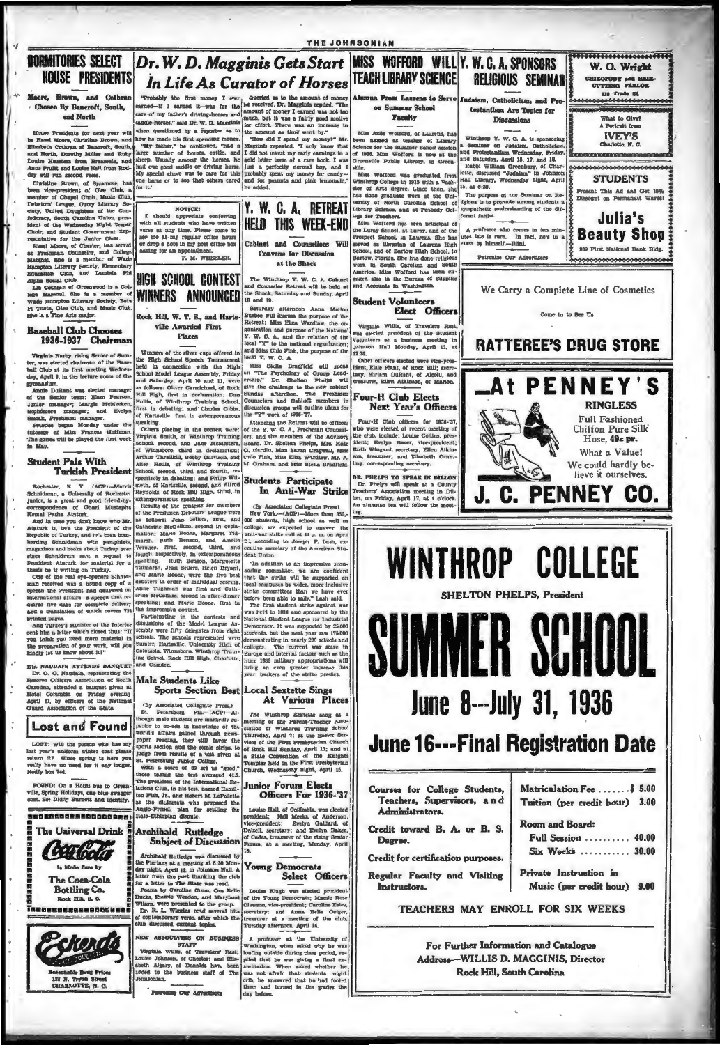## DORMITORIES SELECT HOUSE PRESIDENTS

### Moore, Brown, and Cothran Chosen By Bancroft, South, and North

House Presidents for next year will be Hazel Moore, Christine Brown, and Elizabeth Cothran of Bancroft, South, and North. Dorothy Miller and Ruby Louise Heustess from Breazeale, and Anne Pruitt and Louise Hall from Roddey will run second races.

Christine Brown, of Sycamore, has been vice-president of Glee Club, a member of Chapel Choir, Music Club, Debaters' League, Curry Literary Society, United Daughters of the Confederacy, South Carolina Union, president of the Wednesday Night Vesper Choir, and Student Government Representative for the Junior Class.

Hazel Moore, of Chester, has served as Freshman Counselor, and College Marshal. She is a member of Wade Hampton Literary Society, Elementary Education Club, and Lambda Phi Alpha Social Club.

Lib Cothran of Greenwood is a College Marshal. She is a member of Wade Hampton Literary Society, Beta Pi Theta, Glee Club, and Music Club. She is a Fine Arts major.

## Baseball Club Chooses 1936-1937 Chairman

Virginia Harby, rising Senior of Sumter, was elected chairman of the Baseball Club at its first meeting Wednesday, April 8, in the lecture room of the gymnasium.

Annie DuRant was elected manager of the Senior team; Elam Pearson, Junior manager; Margie McMeeken, Sophomore manager; and Evelyn Sneed, Freshman manager.

Practice began Monday under the tutorage of Miss Frances Hoffman. The games will be played the first week in May.

## Student Pals With Turkish President

Rochester, N. Y. (ACP)—Morris Schnidman, a University of Rochester junior, is a great and good friend-by-correspondence of Ghazi Mustapha Kemal Pasha Ataturk.

And in case you don't know who Mr. Ataturk is, he's the President of the Republic of Turkey, and he's been bombarding Schnidman with pamphlets, magazines and books about Turkey ever since Schnidman sent a request to President Ataturk for material for a thesis he is writing on Turkey.

One of the real eye-openers Schnidman received was a bound copy of a speech the President had delivered on international affairs—a speech that required five days for complete delivery and a translation of which covers 724 printed pages.

And Turkey's Minister of the Interior sent him a letter which closed thus: "If you think you need more material in the preparation of your work, will you kindly let us know about it?"

## DR. NAUDAIN ATTENDS BANQUET

Dr. G. G. Naudain, representing the Reserve Officers Association of South Carolina, attended a banquet given at Hotel Columbia on Friday evening April 11, by officers of the National Guard Association of the State.

## Lost and Found

LOST: Will the person who has my last year's uniform winter coat please return it? Since spring is here you really have no need for it any longer. Nolly box 744.

FOUND: On a Rollis bus to Greenville, Spring Holidays, one blue swagger coat. See Diddy Burnett and identify.

**The Universal Drink**

**Coca-Cola**

Is Made Here by

The Coca-Cola Bottling Co.

Rock Hill, S. C.

**Eckerd's**

Reasonable Drug Prices

121 N. Tryon Street

CHARLOTTE, N. C.

## Dr. W. D. Magginis Gets Start In Life As Curator of Horses

"Probably the first money I ever earned—if I earned it—was for the care of my father's driving-horses and saddle-horses," said Dr. W. D. Magginis when questioned by a reporter as to when he made his first spending money.

"My father," he continued, "had a large number of horses, cattle, and sheep. Usually among the horses, he had one good saddle or driving horse. My special chore was to care for this one horse or to see that others cared for it."

Queried as to the amount of money he received, Dr. Magginis replied, "The amount of money I earned was not too much, but it was a fairly good motive for effort. There was an increase in the amount as time went by."

"How did I spend my money?" Mr. Magginis repeated. "I only know that I did not invest my early earnings in a gold letter issue of a rare book. I was just a perfectly normal boy, and I probably spent my money for candy—and for peanuts and pink lemonade," he added.

**NOTICE!**

I should appreciate conferring with all students who have written verse at any time. Please come to see me at my regular office hours or drop a note in my post office box asking for an appointment.

F. M. WHEELER.

## HIGH SCHOOL CONTEST WINNERS ANNOUNCED

### Rock Hill, W. T. S., and Harisville Awarded First Places

Winners of the silver cups offered in the High School Speech Tournament held in connection with the High School Model League Assembly, Friday and Saturday, April 10 and 11, were as follows: Oliver Carmichael, of Rock Hill High, first in declamation; Dan Hollis, of Winthrop Training School, first in debating; and Charles Gibbs, of Hartsville first in extemporaneous speaking.

Others placing in the contest were: Virginia Smith, of Winthrop Training School, second, and Jane McMasters, of Winnsboro, third in declamation; Arthur Thrailkill, Bobby Garrison, and Alice Hollis, of Winthrop Training School, second, third and fourth, respectively in debating; and Philip Wilmeth, of Hartsville, second, and Alfred Reynolds, of Rock Hill High, third, in extemporaneous speaking.

Results of the contests for members of the Freshmen Debaters' League were as follows: Jean Sellers, first, and Catherine McCollum, second in declamation; Marie Boone, Margaret Tidmarsh, Ruth Benson, and Amelia Vernues, first, second, third, and fourth, respectively, in extemporaneous speaking. Ruth Benson, Marguerite Tidmarsh, Jean Sellers, Helen Bryant, and Marie Boone, were the five best debaters in order of individual scoring. Anne Tilghman was first and Catherine McCollum, second in after-dinner speaking; and Marie Boone, first in the impromptu contest.

Participating in the contests and discussions of the Model League Assembly were fifty delegates from eight schools. The schools represented were Sumter, Hartsville, University High of Columbia, Winnsboro, Winthrop Training School, Rock Hill High, Charlotte, and Camden.

## Male Students Like Sports Section Best

(By Associated Collegiate Press.)

St. Petersburg, Fla.—(ACP)—Although male students are markedly superior to co-eds in knowledge of the world's affairs gained through newspaper reading, they still favor the sports section and the comic strips, to judge from results of a test given at St. Petersburg Junior College.

With a score of 60 set as "good," those taking the test averaged 41.5. The president of the International Relations Club, in his test, named Hamilton Fish, Jr., and Robert M. LaFollette as the diplomats who proposed the Anglo-French plan for settling the Italo-Ethiopian dispute.

## Archibald Rutledge Subject of Discussion

Archibald Rutledge was discussed by the Pierians at a meeting at 6:30 Monday night, April 13, in Johnson Hall. A letter from the poet thanking the club for a letter to The State was read.

Poems by Caroline Crum, Ora Belle Hucks, Emmie Weedon, and Maryland Wilson, were presented to the group.

Dr. R. L. Wiggins read several bits of contemporary verse, after which the club discussed current topics.

## NEW ASSOCIATES ON BUSINESS STAFF

Virginia Willis, of Travelers' Rest; Louise Johnson, of Chester; and Elizabeth Algary, of Donalds have been added to the business staff of The Johnsonian.

Patronize Our Advertisers

## Y. W. C. A. RETREAT HELD THIS WEEK-END

### Cabinet and Counsellors Will Convene for Discussion at the Shack

The Winthrop Y. W. C. A. Cabinet and Counselor Retreat will be held at the Shack, Saturday and Sunday, April 18 and 19.

Saturday afternoon Anna Marion Busbee will discuss the purpose of the Retreat; Miss Eliza Wardlaw, the organization and purpose of the National Y. W. C. A., and the relation of the local "Y" to the national organization; and Miss Chlo Fink, the purpose of the local Y. W. C. A.

Miss Stella Bradfield will speak on "The Psychology of Group Leadership." Dr. Shelton Phelps will give the challenge to the new cabinet Sunday afternoon. The Freshmen Counselors and Cabinet members in discussion groups will outline plans for the "Y" work of 1936-'37.

Attending the Retreat will be officers of the Y. W. C. A., Freshman Counselors, and the members of the Advisory Board, Dr. Shelton Phelps, Mrs. Kate G. Hardin, Miss Sarah Cragwall, Miss Chlo Fink, Miss Eliza Wardlaw, Mr. A. M. Graham, and Miss Stella Bradfield.

## Students Participate In Anti-War Strike

(By Associated Collegiate Press)

New York.—(ACP)—More than 350,000 students, high school as well as college, are expected to answer the anti-war strike call at 11 a. m. on April 22, according to Joseph P. Lash, executive secretary of the American Student Union.

"In addition to an impressive sponsoring committee, we are confident that the strike will be supported on local campuses by wider, more inclusive strike committees than we have ever before been able to rally," Lash said.

The first student strike against war was held in 1934 and sponsored by the National Student League for Industrial Democracy. It was supported by 25,000 students, but the next year an 175,000 demonstrating in nearly 200 schools and colleges. The current war scare in Europe and internal factors such as the huge 1936 military appropriations will bring an even greater increase this year, backers of the strike predict.

## Local Sextette Sings At Various Places

The Winthrop Sextette sang at a meeting of the Parent-Teacher Association of Winthrop Training School Thursday, April 7; at the Easter Services of the First Presbyterian Church of Rock Hill Sunday, April 12; and at a State Convention of the Knights Templar held in the First Presbyterian Church, Wednesday night, April 15.

## Junior Forum Elects Officers For 1936-'37

Louise Hall, of Columbia, was elected president; Nell Meeks, of Anderson, vice-president; Evelyn Gaillard, of Dalzell, secretary; and Evelyn Baker, of Cades, treasurer of the rising Senior Forum, at a meeting, Monday, April 13.

## Young Democrats Select Officers

Louise Klugh was elected president of the Young Democrats; Mamie Rose Clawson, vice-president; Caroline Estes, secretary; and Anna Belle Geiger, treasurer at a meeting of the club, Tuesday afternoon, April 14.

A professor at the University of Washington, when asked why he was loafing outside during class period, replied that he was giving a final examination. When asked whether he was not afraid that students might crib, he answered that he had fooled them and turned in the grades the day before.

## MISS WOFFORD WILL TEACH LIBRARY SCIENCE

### Alumna From Laurens to Serve on Summer School Faculty

Miss Assie Wofford, of Laurens, has been named as teacher of Library Science for the Summer School session of 1936. Miss Wofford is now at the Greenville Public Library, in Greenville.

Miss Wofford was graduated from Winthrop College in 1915 with a Bachelor of Arts degree. Since then, she has done graduate work at the University of North Carolina School of Library Science, and at Peabody College for Teachers.

Miss Wofford has been principal of the Luray School, at Luray, and of the Prospect School, in Laurens. She has served as librarian of Laurens High School, and of Bartow High School, in Bartow, Florida. She has done religious work in South Carolina and South America. Miss Wofford has been engaged also in the Bureau of Supplies and Accounts in Washington.

## Student Volunteers Elect Officers

Virginia Willis, of Travelers Rest, was elected president of the Student Volunteers at a business meeting in Johnson Hall Monday, April 13, at 12:30.

Other officers elected were vice-president, Elsie Plant, of Rock Hill; secretary, Miriam DuRant, of Alcolu, and treasurer, Ellen Atkinson, of Marion.

## Four-H Club Elects Next Year's Officers

Four-H Club officers for 1936-'37, who were elected at recent meeting of the club, include: Louise Collins, president; Evelyn Baker, vice-president; Ruth Wingard, secretary; Ellen Atkinson, treasurer; and Elizabeth Grantling, corresponding secretary.

## DR. PHELPS TO SPEAK IN DILLON

Dr. Phelps will speak at a County Teachers' Association meeting in Dillon, on Friday, April 17, at 4 o'clock. An alumnae tea will follow the meeting.

## Y. W. C. A. SPONSORS RELIGIOUS SEMINAR

### Judaism, Catholicism, and Protestantism Are Topics for Discussions

Winthrop Y. W. C. A. is sponsoring a Seminar on Judaism, Catholicism, and Protestantism Wednesday, Friday, and Saturday, April 15, 17, and 18.

Rabbi William Greenburg, of Charlotte, discussed "Judaism" in Johnson Hall Library, Wednesday night, April 15, at 6:30.

The purpose of the Seminar on Religions is to promote among students a sympathetic understanding of the different faiths.

A professor who comes in ten minutes late is rare. In fact, he's in a class by himself.—Ibid.

Patronize Our Advertisers

**W. O. Wright**

CHIROPODY and HAIR-CUTTING PARLOR

118 Trade St.

What to Give?

A Portrait from

**IVEY'S**

Charlotte, N. C.

**STUDENTS**

Present This Ad and Get 10% Discount on Permanent Waves!

**Julia's Beauty Shop**

909 First National Bank Bldg.

We Carry a Complete Line of Cosmetics

Come in to See Us

**RATTEREE'S DRUG STORE**

**At PENNEY'S**

**RINGLESS**

Full Fashioned Chiffon Pure Silk Hose, 49c pr.

What a Value!

We could hardly believe it ourselves.

**J. C. PENNEY CO.**

# WINTHROP COLLEGE

SHELTON PHELPS, President

# SUMMER SCHOOL

## June 8—July 31, 1936

## June 16—Final Registration Date

Courses for College Students, Teachers, Supervisors, and Administrators.

Credit toward B. A. or B. S. Degree.

Credit for certification purposes.

Regular Faculty and Visiting Instructors.

| | |
|---|---|
| Matriculation Fee | $ 5.00 |
| Tuition (per credit hour) | 3.00 |
| Room and Board: | |
| Full Session | 40.00 |
| Six Weeks | 30.00 |
| Private Instruction in Music (per credit hour) | 9.00 |

TEACHERS MAY ENROLL FOR SIX WEEKS

For Further Information and Catalogue

Address—WILLIS D. MAGGINIS, Director

Rock Hill, South Carolina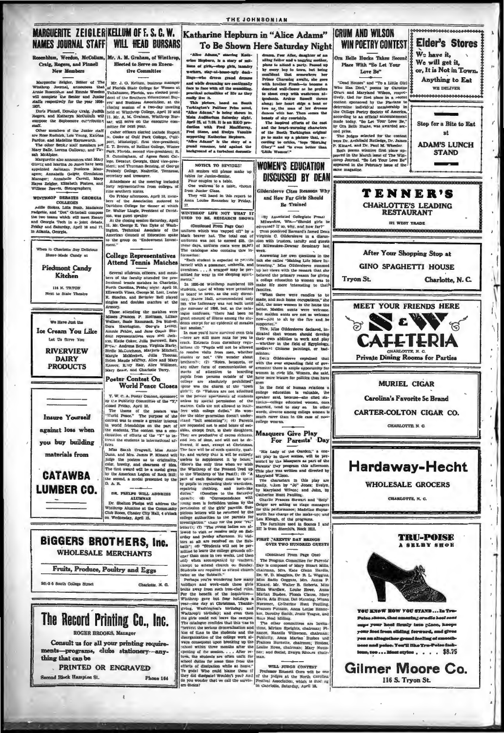# MARGUERITE ZEIGLER NAMES JOURNAL STAFF

## Rosenblum, Weedon, McCollum, Craig, Rogers, and Pinnell New Members

Marguerite Zeigler, Editor of The Winthrop Journal, announces that Annie Rosenblum and Emmie Weedon will complete the Senior and Junior staffs respectively for the year 1936-1937.

Doris Pinnell, Dorothy Craig, Judith Rogers, and Katheryn McCollum will compose the Sophomore contributing staff.

Other members of the Junior staff are Rose Rudnick, Lois Young, Katrina Pardue, and Madeline Haynsworth.

The other Senior staff members are Mary Belle, Lorena Galloway, and Turah McAlpine.

Marguerite also announces that Mary Glover and Martha Jo Jones have been appointed Assistant Business Managers; Annabelle Geiger, Circulation Manager; Annabelle Carroll, Mary Hayes Zeigler, Elizabeth Fosters, and Willene Reeves, Stenographers.

## WINTHROP DEBATES GEORGIA COLLEGES

Addie Stokes, Lila Bush, Madalene Padgette, and "Dot" Grinnell compose the two teams which will meet Emory and Georgia Tech in a joint debate, Friday and Saturday, April 16 and 17, in Atlanta, Georgia.

---

When in Charlotte Buy Delicious Home-Made Candy at

**Piedmont Candy Kitchen**

114 N. TRYON
Next to State Theatre

---

We Have Just the **Ice Cream You Like**

Let Us Serve You

**RIVERVIEW DAIRY PRODUCTS**

---

**Insure Yourself against loss when you buy building materials from**

**CATAWBA LUMBER CO.**

---

# KELLUM OF F. S. C. W. WILL HEAD BURSARS

## Mr. A. M. Graham, of Winthrop, Elected to Serve on Executive Committee

Mr. J. O. Kellum, business manager of Florida State College for Women at Tallahassee, Florida, was elected president of the Southern Educational Buyers' and Business Association, at the closing session of a two-day meeting held at Winthrop College, April 10 and 11. Mr. A. M. Graham, Winthrop Bursar, will serve on the executive committee for next year.

Other officers elected include Rupert N. Cooke of Gulf Park College, Gulfport, Mississippi, first vice-president; E. T. Brown, of Rollins College, Winter Park, Florida, second vice-president; R. R. Cunningham, of Agnes Scott College, Decatur, Georgia, third vice-president; and Thurman Sensing, of George Peabody College, Nashville, Tennessee, secretary and treasurer.

Attendance at the meeting included forty representatives from colleges of nine southern states.

On Friday afternoon, April 10, members of the Association motored to Davidson College for dinner at which Dr. Walter Lingle, President of Davidson, was guest speaker.

At the closing session Saturday, April 11, Mr. George E. Van Dyke of Washington, Technical Associate of the American Council of Education spoke to the group on "Endowment Investment."

## College Representatives Attend Tennis Matches

Several students, officers, and members of the faculty attended the professional tennis matches in Charlotte, North Carolina, Friday night April 10. Ellsworth Vines, George M. Lott, Lester R. Stoefen, and Berkeley Bell played singles and doubles matches at the Armory.

Those attending the matches were Misses Frances P. Hoffman, Lillian Wellner, Susie Hammock, Iva Bishop, Dora Harrington, Georgia Lesley, Annie Felder, and Jane Couch. Student representatives were Nell Jackson, Katie Coker, Julia Barnwell, Sara Bryan, Andrena Bryan, Virginia Harby, Birdie McCutcheon, Marjorie Mitchell, Margie McMeekin, Julia Thomas, Helen Maude Murray, Alice and Mary Kneece, Kitty Hair, Alice Willimon, Mary Sease, and Charlotte Terry.

## Poster Contest On World Peace Closes

Y. W. C. A. Poster Contest, sponsored by the Publicity Committee of the "Y," closed Friday, April 10.

The theme of the posters was "World Peace." The purpose of the contest was to create a greater interest in world friendships on the part of the students. The contest was a continuation of efforts of the "Y" to interest the students in international affairs.

Miss Sarah Dragwell, Miss Annie Dunn, and Mrs. James P. Kinard will judge the posters as to originality, color, brevity, and clearness of idea. The first award will be a medal given by the American Legion of Rock Hill; the second, a medal presented by the D. A. R.

## DR. PHELPS WILL ADDRESS ALUMNAE

Dr. Shelton Phelps will address the Winthrop Alumnae at the Community Club Room, Chester City Hall, 4 o'clock on Wednesday, April 15.

---

# BIGGERS BROTHERS, Inc.

**WHOLESALE MERCHANTS**

**Fruits, Produce, Poultry and Eggs**

501-3-5 South College Street — Charlotte, N. C.

---

# The Record Printing Co., Inc.

ROGER BROOKS, Manager

**Consult us for all your printing requirements—programs, clubs stationery—anything that can be PRINTED OR ENGRAVED**

Second Block Hampton St. — Phone 164

---

# Katharine Hepburn in "Alice Adams" To Be Shown Here Saturday Night

"Alice Adams," starring Katharine Hepburn, is a story of millions of girls—shop girls, laundry workers, stay-at-home-ugly ducklings—who dream grand dreams and while dreaming are continually face to face with all the crumbling, practical actualities of life as they really live it.

This picture, based on Booth Tarkington's Pulitzer Prize novel, "Alice Adams," is being shown in Main Auditorium Saturday night, April 25, at 7:30. It is an RKO production with Fred MacMurray, Fred Stone, and Evelyn Venable supporting Katharine Hepburn.

"Alice Adams" is the story of a grand romance, told against the background of a turbulent domestic drama. Poor Alice, daughter of an ailing father and a nagging mother, plans to attend a party. Passed up by every boy in town, but being confident that somewhere her Prince Charming awaits, she goes with brother Frank—to become a deserted wall-flower as he prefers to shoot craps with washroom attendants. Arthur Russell comes along; her heart skips a beat or two as the man of her dreams dances with her. Then comes the beauty of shy courtship.

The inspired efforts of the cast and the heart-warming characters of the Booth Tarkington original go to make up a picture that, according to critics, "tops 'Morning Glory'" and "is even better than 'Little Women'."

## NOTICE TO SENIORS!

All seniors will please make up tables for Junior-Senior.

Four couples to a table.

One waitress to a table, chosen from Junior Class.

They will hand in this report to Anna Louise Renneker by Friday, 17.

## WINTHROP LIFE NOT WHAT IT USED TO BE, RESEARCH SHOWS

(Continued From Page One)

uniform which was "capped off" by a black beaver hat. The total cost of uniforms was not to exceed $25. (In these days, uniform costs were $6.50!) The catalogue also contains this information:

"Each student is expected to provide herself with a gossamer, umbrella, and overshoes. . . . A wrapper may be permitted for wear in the sleeping apartments."

In 1895-96 Winthrop numbered 325 students, some of whom were permitted to board in town, as the only dormitory, Roddey Hall, accommodated only 283. The infirmary was not built until the summer of 1896, but, as the catalogue confesses, "there had been no great amount of illness among the students except for an epidemic of measles last session."

In case you'd have survived even this—here are still more rules for you to crack. Extracts from dormitory regulations (1) "Pupils will not be allowed to receive visits from men, whether cousins or not." (We wonder about brothers?); (2) "Notes, bouquets, or any other form of communication or marks of attention to boarding pupils from persons outside of the college are absolutely prohibited" (gone was the charm of the "town girls"); (3) "Visitors are not admitted to the private apartments of students unless by special permission of the matron. Calls are not allowed to interfere with college duties." (No wonder the older generation doesn't understand "bull sessioning"); (4) Parents are requested not to send boxes of eatables, except fruit, to their daughters. They are productive of excess sickness, and loss of time, and will not be delivered, if sent, except at Christmas. The fare will be of such quantity, quality, and variety that it will be entirely useless to supplement it by boxes." (Here's the only time when we wish the Winthrop of the Present lived up to the Winthrop of the Past!); (5) "A part of each Saturday must be spent by pupils in regulating their wardrobes, repairing clothing, and such-like duties." (Goodbye to the Saturday sprees!); (6) "Correspondence with young men is forbidden unless by the permission of the girls' parents. Suspicious letters will be returned by the college authorities to the parents for investigation." (Alas for the poor "red" letter!); (7) "The young ladies are allowed to visit or receive only on Saturday and Friday afternoon. No visitors at all are received on the Sabbath"; (8) "Students will not be permitted to leave the college grounds oftener than once in two weeks, and then only when accompanied by teachers, except to attend church on Sunday. Students are required to attend church twice on the Sabbath."

Perhaps you're wondering how many holidays and week-ends these girls broke away from such iron-clad rules. For the benefit of the inquisitive—Winthrop gave but four holidays a year—one day at Christmas, Thanksgiving, Washington's birthday; and even then Winthrop's birthday; and even then the girls could not leave the campus. The catalogue confides that this was to "prevent the serious demoralization and loss of time to the students and the disorganization of the college work always consequent upon breaking up the school within three months after the opening of the session. . . . After return, the students are often unfit for school duties for some time from the effects of dissipation while at home." Ye gods! Who could blame them if they did dissipate! Wouldn't you? And do you wonder that we call the survivors Stoics?

---

# CRUM AND WILSON WIN POETRY CONTEST

## Ora Belle Hucks Takes Second Place With "So Let Your Love Be"

"Dead Houses" and "To a Little Girl Who Has Died," poems by Caroline Crum and Maryland Wilson, respectively, tied for first place in a recent contest sponsored by the Puritans to determine individual membership in the College Poetry Society of America, according to an official announcement made today. "So Let Your Love Be," by Ora Belle Hucks, was awarded second prize.

The judges selected for the contest were Dr. Archibald Rutledge, Dr. James P. Kinard, and Dr. Paul M. Wheeler.

Both poems winning first place appeared in the March issue of The Winthrop Journal. "So Let Your Love Be" appeared in the February issue of the same magazine.

# WOMEN'S EDUCATION DISCUSSED BY DEAN

## Gildersleeve Cites Reasons Why and How Far Girls Should Be Trained

(By Associated Collegiate Press)

Milwaukee, Wis.—"Should girls be educated? If so, why, and how far?"

Thus pondered Barnard's famed Dean Virginia C. Gildersleeve in a discussion with trustees, faculty and guests of Milwaukee-Downer Seminary last week.

Answering her own questions in the talk she called "Making Life More Interesting," Miss Gildersleeve summed up her views with the remark that she believed the primary reason for giving a college education to women was to make life more interesting to their families.

"When there were candles to be made, and such home occupations," she said, "the more women in the home the better. Maiden aunts were welcome. But maiden aunts are not so welcome now—just to sit by the fire and be supported."

This, Miss Gildersleeve declared, indicated that women should develop their own abilities to work and play—whether in the field of Egyptology, medieval Chinese paintings, or badminton.

Dean Gildersleeve explained that with the ever expanding field of government there is ample opportunity for women in civic life. Women, she said, have more leisure for politics than have men.

In the field of human relations a college education is valuable, the speaker said, because—she cited statistics—college educated women, once married, tend to stay so. In other words, divorce among college women is much rarer than in the case of non-college women.

## Masquers Give Play For Parents' Day

"His Lady of the Garden," a one-act play in three scenes, will be presented by the Masquers as part of the Parents' Day program this afternoon. This play was written and directed by Maryland Wilson.

The characters in this play are Emily, taken by "Jo" Jones; Evelyn, by Maryland Wilson; and John, by Catherine Hunt Paulling.

Charlie Frances Stewart and "Snip" Geiger are acting as stage managers for this performance; Madeline Haynsworth has charge of the make-up; and Lou Keough, of the programs.

The furniture used in Scenes I and III is from Sterchi's, Rock Hill.

## FIRST PARENTS' DAY BRINGS OVER TWO HUNDRED GUESTS

(Continued From Page One)

The Program Committee for Parents' Day is composed of Mary Stuart Mills, chairman, Mrs. Kate Glenn Hardin, Dr. W. D. Magginis, Dr. R. L. Wiggins, Miss Sadie Goggans, Mrs. James P. Kinard, Mr. Walter B. Roberts, Miss Elise Wardlaw, Louise Howe, Anna Marian Busbee, Floride Clause, Mary Davis, Ada Evans, Dot Manning, Minna Nuessner, Catherine Hunt Paulling, Frances Putnam, Anna Louise Renneker, Dorothy Smith, Jessie Teague, and Rose Neal Milling.

The other committees are Invitations, Miriam Speights, chairman; Finance, Nanelle Wilkerson, chairman; Publicity, Anna Marian Busbee and Frances Burnette, chairman; Hostess, Louise Howe, chairman; Mary Nuessner; and Social, Evelyn Rhoden chairman.

## WILL JUDGE CONTEST

Professor Emmett Gore will be one of the judges at the North Carolina Festival Association, which is meeting in Charlotte, Saturday, April 18.

---

**Elder's Stores**

We have it, We will get it, or, It is Not in Town.

**Anything to Eat**

WE DELIVER

---

Stop for a Bite to Eat at **ADAM'S LUNCH STAND**

---

# TENNER'S

**CHARLOTTE'S LEADING RESTAURANT**

221 WEST TRADE

---

After Your Shopping Stop at **GINO SPAGHETTI HOUSE**

Tryon St. — Charlotte, N. C.

---

**MEET YOUR FRIENDS HERE**

**S & W CAFETERIA**

CHARLOTTE, N. C.

**Private Dining Rooms for Parties**

---

**MURIEL CIGAR**

Carolina's Favorite 5c Brand

**CARTER-COLTON CIGAR CO.**

CHARLOTTE, N. C.

---

# Hardaway-Hecht

**WHOLESALE GROCERS**

CHARLOTTE, N. C.

---

**TRU-POISE**
**A SELBY SHOE**

YOU KNOW HOW YOU STAND . . . In Tru-Poise shoes, that amazing cradle heel seat cups your heel firmly into place, keeps your foot from sliding forward, and gives you an altogether grand feeling of smoothness and poise. You'll like Tru-Poise fashions, too . . . Most styles . . . . . $8.75

# Gilmer Moore Co.

116 S. Tryon St.